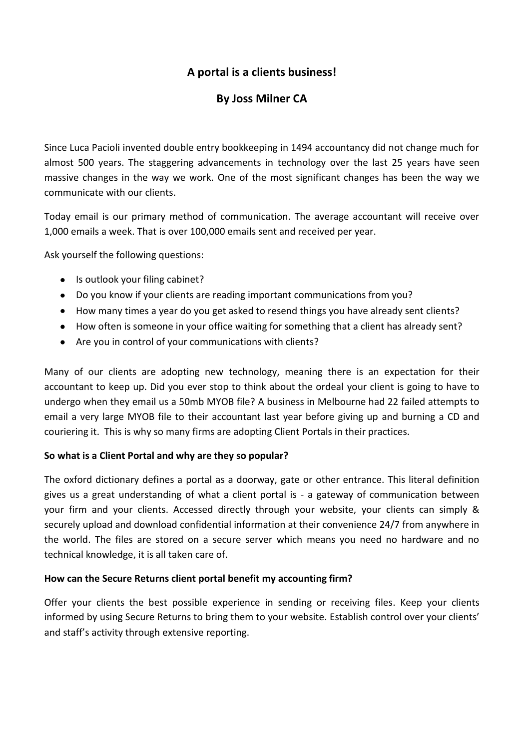# A portal is a clients business!

## By Joss Milner CA

Since Luca Pacioli invented double entry bookkeeping in 1494 accountancy did not change much for almost 500 years. The staggering advancements in technology over the last 25 years have seen massive changes in the way we work. One of the most significant changes has been the way we communicate with our clients.

Today email is our primary method of communication. The average accountant will receive over 1,000 emails a week. That is over 100,000 emails sent and received per year.

Ask yourself the following questions:

- Is outlook your filing cabinet?
- Do you know if your clients are reading important communications from you?
- How many times a year do you get asked to resend things you have already sent clients?
- How often is someone in your office waiting for something that a client has already sent?
- Are you in control of your communications with clients?

Many of our clients are adopting new technology, meaning there is an expectation for their accountant to keep up. Did you ever stop to think about the ordeal your client is going to have to undergo when they email us a 50mb MYOB file? A business in Melbourne had 22 failed attempts to email a very large MYOB file to their accountant last year before giving up and burning a CD and couriering it. This is why so many firms are adopting Client Portals in their practices.

**So what is a Client Portal and why are they so popular?**

The oxford dictionary defines a portal as a doorway, gate or other entrance. This literal definition gives us a great understanding of what a client portal is - a gateway of communication between your firm and your clients. Accessed directly through your website, your clients can simply & securely upload and download confidential information at their convenience 24/7 from anywhere in the world. The files are stored on a secure server which means you need no hardware and no technical knowledge, it is all taken care of.

**How can the Secure Returns client portal benefit my accounting firm?**

Offer your clients the best possible experience in sending or receiving files. Keep your clients informed by using Secure Returns to bring them to your website. Establish control over your clients' and staff's activity through extensive reporting.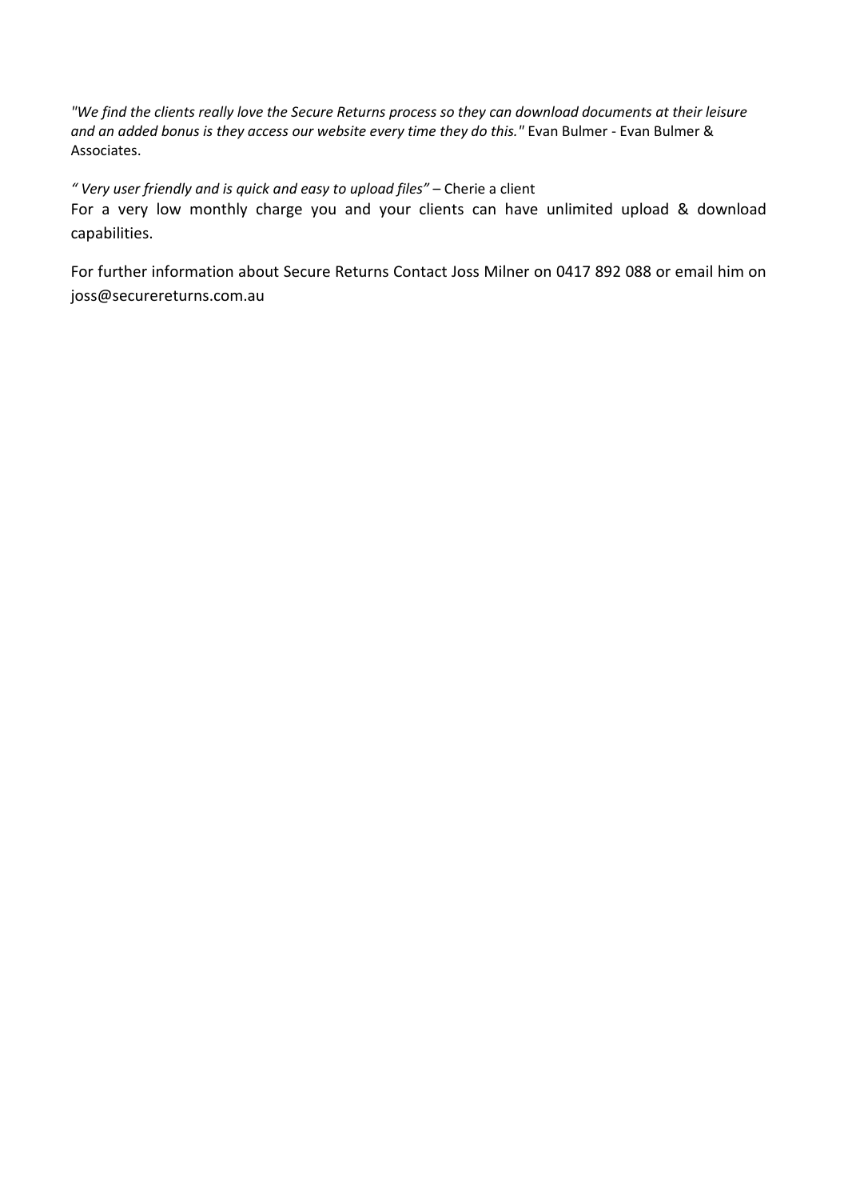*"We find the clients really love the Secure Returns process so they can download documents at their leisure and an added bonus is they access our website every time they do this."* Evan Bulmer - Evan Bulmer & Associates.

*" Very user friendly and is quick and easy to upload files"* – Cherie a client

For a very low monthly charge you and your clients can have unlimited upload & download capabilities.

For further information about Secure Returns Contact Joss Milner on 0417 892 088 or email him on joss@securereturns.com.au